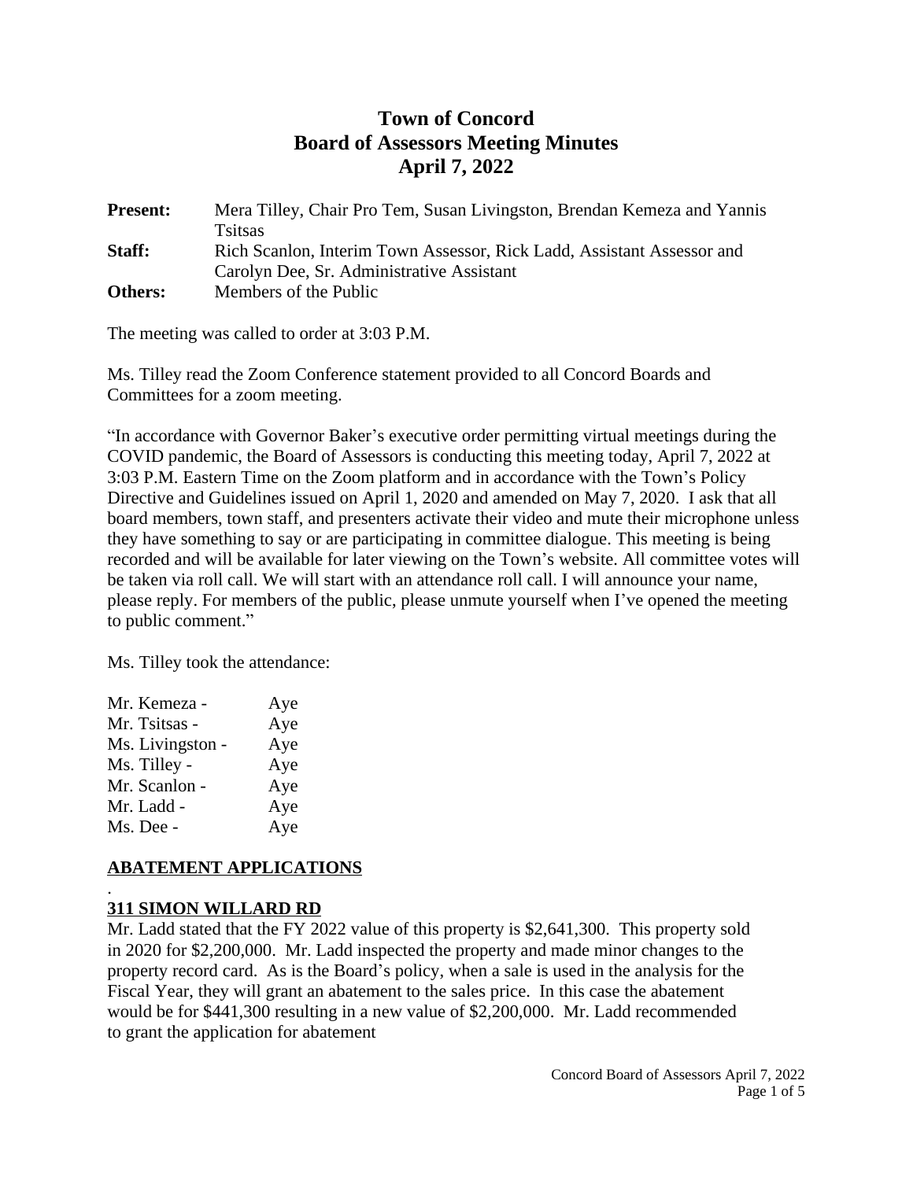# Town of Concord
# Board of Assessors Meeting Minutes
# April 7, 2022

**Present:** Mera Tilley, Chair Pro Tem, Susan Livingston, Brendan Kemeza and Yannis Tsitsas

**Staff:** Rich Scanlon, Interim Town Assessor, Rick Ladd, Assistant Assessor and Carolyn Dee, Sr. Administrative Assistant

**Others:** Members of the Public

The meeting was called to order at 3:03 P.M.

Ms. Tilley read the Zoom Conference statement provided to all Concord Boards and Committees for a zoom meeting.

"In accordance with Governor Baker's executive order permitting virtual meetings during the COVID pandemic, the Board of Assessors is conducting this meeting today, April 7, 2022 at 3:03 P.M. Eastern Time on the Zoom platform and in accordance with the Town's Policy Directive and Guidelines issued on April 1, 2020 and amended on May 7, 2020. I ask that all board members, town staff, and presenters activate their video and mute their microphone unless they have something to say or are participating in committee dialogue. This meeting is being recorded and will be available for later viewing on the Town's website. All committee votes will be taken via roll call. We will start with an attendance roll call. I will announce your name, please reply. For members of the public, please unmute yourself when I've opened the meeting to public comment."

Ms. Tilley took the attendance:

Mr. Kemeza - Aye
Mr. Tsitsas - Aye
Ms. Livingston - Aye
Ms. Tilley - Aye
Mr. Scanlon - Aye
Mr. Ladd - Aye
Ms. Dee - Aye

## ABATEMENT APPLICATIONS

.

### 311 SIMON WILLARD RD

Mr. Ladd stated that the FY 2022 value of this property is $2,641,300. This property sold in 2020 for $2,200,000. Mr. Ladd inspected the property and made minor changes to the property record card. As is the Board's policy, when a sale is used in the analysis for the Fiscal Year, they will grant an abatement to the sales price. In this case the abatement would be for $441,300 resulting in a new value of $2,200,000. Mr. Ladd recommended to grant the application for abatement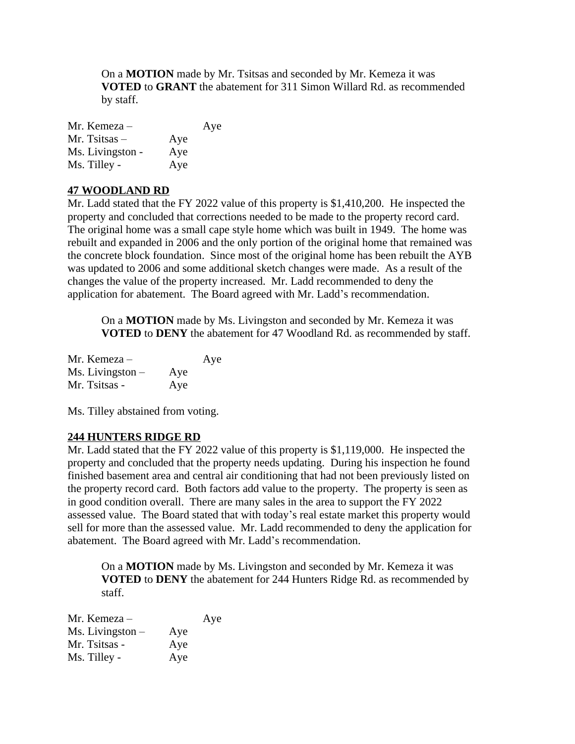On a **MOTION** made by Mr. Tsitsas and seconded by Mr. Kemeza it was **VOTED** to **GRANT** the abatement for 311 Simon Willard Rd. as recommended by staff.

Mr. Kemeza – Aye
Mr. Tsitsas – Aye
Ms. Livingston - Aye
Ms. Tilley - Aye

**<u>47 WOODLAND RD</u>**

Mr. Ladd stated that the FY 2022 value of this property is $1,410,200. He inspected the property and concluded that corrections needed to be made to the property record card. The original home was a small cape style home which was built in 1949. The home was rebuilt and expanded in 2006 and the only portion of the original home that remained was the concrete block foundation. Since most of the original home has been rebuilt the AYB was updated to 2006 and some additional sketch changes were made. As a result of the changes the value of the property increased. Mr. Ladd recommended to deny the application for abatement. The Board agreed with Mr. Ladd's recommendation.

On a **MOTION** made by Ms. Livingston and seconded by Mr. Kemeza it was **VOTED** to **DENY** the abatement for 47 Woodland Rd. as recommended by staff.

Mr. Kemeza – Aye
Ms. Livingston – Aye
Mr. Tsitsas - Aye

Ms. Tilley abstained from voting.

**<u>244 HUNTERS RIDGE RD</u>**

Mr. Ladd stated that the FY 2022 value of this property is $1,119,000. He inspected the property and concluded that the property needs updating. During his inspection he found finished basement area and central air conditioning that had not been previously listed on the property record card. Both factors add value to the property. The property is seen as in good condition overall. There are many sales in the area to support the FY 2022 assessed value. The Board stated that with today's real estate market this property would sell for more than the assessed value. Mr. Ladd recommended to deny the application for abatement. The Board agreed with Mr. Ladd's recommendation.

On a **MOTION** made by Ms. Livingston and seconded by Mr. Kemeza it was **VOTED** to **DENY** the abatement for 244 Hunters Ridge Rd. as recommended by staff.

Mr. Kemeza – Aye
Ms. Livingston – Aye
Mr. Tsitsas - Aye
Ms. Tilley - Aye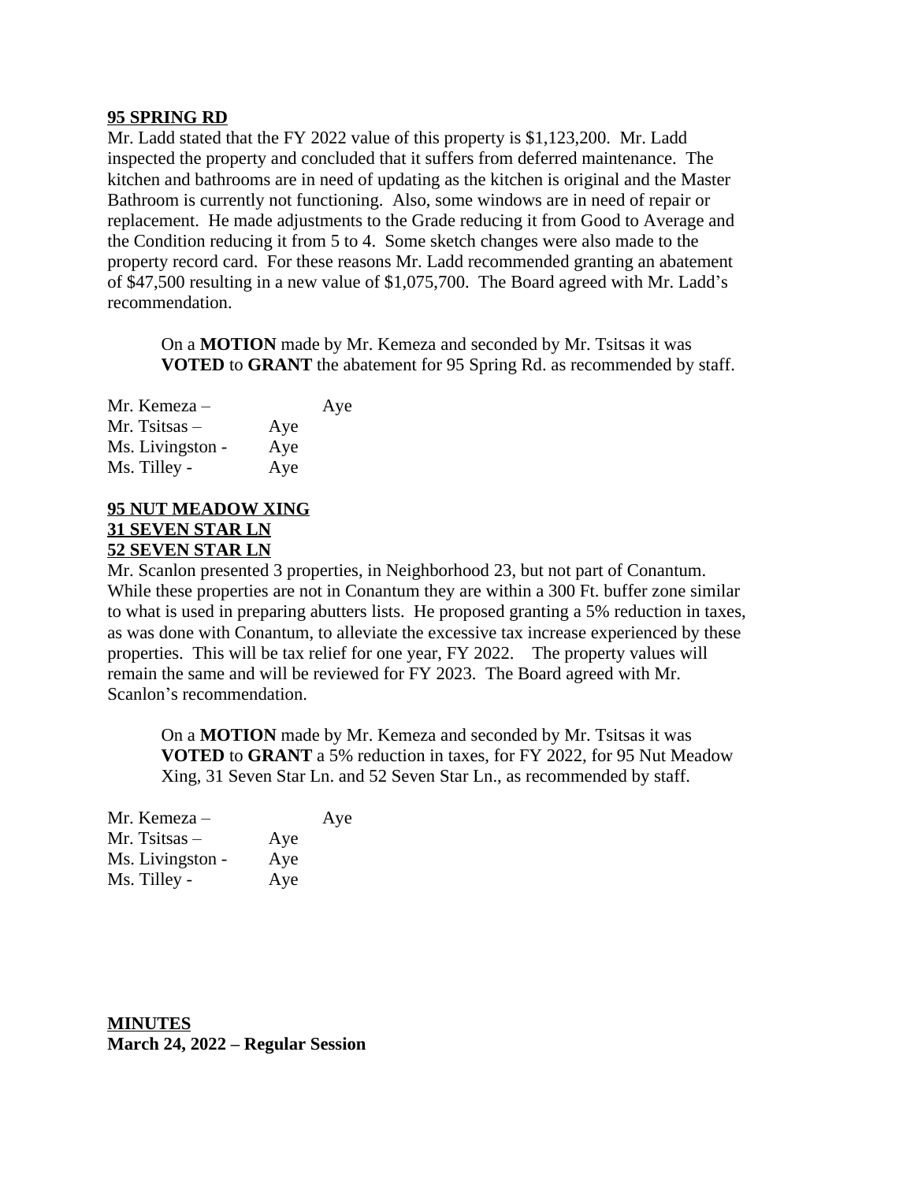**95 SPRING RD**

Mr. Ladd stated that the FY 2022 value of this property is $1,123,200. Mr. Ladd inspected the property and concluded that it suffers from deferred maintenance. The kitchen and bathrooms are in need of updating as the kitchen is original and the Master Bathroom is currently not functioning. Also, some windows are in need of repair or replacement. He made adjustments to the Grade reducing it from Good to Average and the Condition reducing it from 5 to 4. Some sketch changes were also made to the property record card. For these reasons Mr. Ladd recommended granting an abatement of $47,500 resulting in a new value of $1,075,700. The Board agreed with Mr. Ladd's recommendation.

> On a **MOTION** made by Mr. Kemeza and seconded by Mr. Tsitsas it was **VOTED** to **GRANT** the abatement for 95 Spring Rd. as recommended by staff.

Mr. Kemeza – Aye
Mr. Tsitsas – Aye
Ms. Livingston - Aye
Ms. Tilley - Aye

**95 NUT MEADOW XING**
**31 SEVEN STAR LN**
**52 SEVEN STAR LN**

Mr. Scanlon presented 3 properties, in Neighborhood 23, but not part of Conantum. While these properties are not in Conantum they are within a 300 Ft. buffer zone similar to what is used in preparing abutters lists. He proposed granting a 5% reduction in taxes, as was done with Conantum, to alleviate the excessive tax increase experienced by these properties. This will be tax relief for one year, FY 2022. The property values will remain the same and will be reviewed for FY 2023. The Board agreed with Mr. Scanlon's recommendation.

> On a **MOTION** made by Mr. Kemeza and seconded by Mr. Tsitsas it was **VOTED** to **GRANT** a 5% reduction in taxes, for FY 2022, for 95 Nut Meadow Xing, 31 Seven Star Ln. and 52 Seven Star Ln., as recommended by staff.

Mr. Kemeza – Aye
Mr. Tsitsas – Aye
Ms. Livingston - Aye
Ms. Tilley - Aye

**MINUTES**
**March 24, 2022 – Regular Session**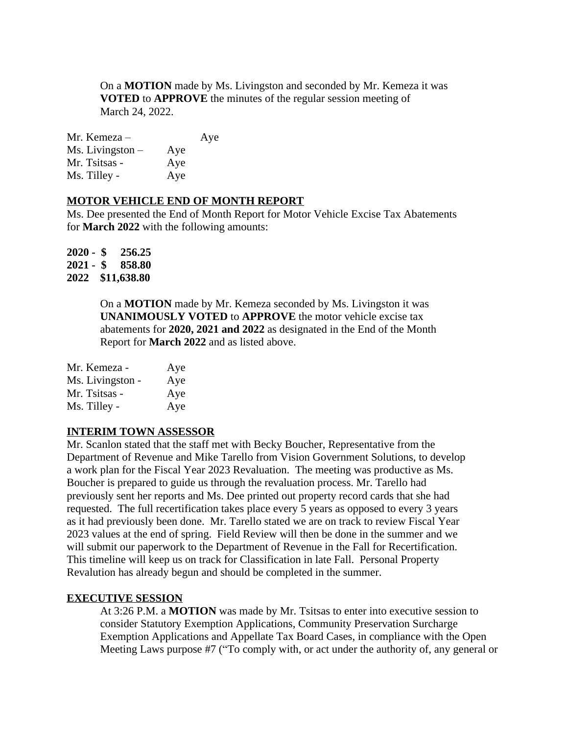On a **MOTION** made by Ms. Livingston and seconded by Mr. Kemeza it was **VOTED** to **APPROVE** the minutes of the regular session meeting of March 24, 2022.

Mr. Kemeza – Aye
Ms. Livingston – Aye
Mr. Tsitsas - Aye
Ms. Tilley - Aye

## MOTOR VEHICLE END OF MONTH REPORT

Ms. Dee presented the End of Month Report for Motor Vehicle Excise Tax Abatements for **March 2022** with the following amounts:

**2020 - $ 256.25**
**2021 - $ 858.80**
**2022 $11,638.80**

On a **MOTION** made by Mr. Kemeza seconded by Ms. Livingston it was **UNANIMOUSLY VOTED** to **APPROVE** the motor vehicle excise tax abatements for **2020, 2021 and 2022** as designated in the End of the Month Report for **March 2022** and as listed above.

Mr. Kemeza - Aye
Ms. Livingston - Aye
Mr. Tsitsas - Aye
Ms. Tilley - Aye

## INTERIM TOWN ASSESSOR

Mr. Scanlon stated that the staff met with Becky Boucher, Representative from the Department of Revenue and Mike Tarello from Vision Government Solutions, to develop a work plan for the Fiscal Year 2023 Revaluation. The meeting was productive as Ms. Boucher is prepared to guide us through the revaluation process. Mr. Tarello had previously sent her reports and Ms. Dee printed out property record cards that she had requested. The full recertification takes place every 5 years as opposed to every 3 years as it had previously been done. Mr. Tarello stated we are on track to review Fiscal Year 2023 values at the end of spring. Field Review will then be done in the summer and we will submit our paperwork to the Department of Revenue in the Fall for Recertification. This timeline will keep us on track for Classification in late Fall. Personal Property Revalution has already begun and should be completed in the summer.

## EXECUTIVE SESSION

At 3:26 P.M. a **MOTION** was made by Mr. Tsitsas to enter into executive session to consider Statutory Exemption Applications, Community Preservation Surcharge Exemption Applications and Appellate Tax Board Cases, in compliance with the Open Meeting Laws purpose #7 ("To comply with, or act under the authority of, any general or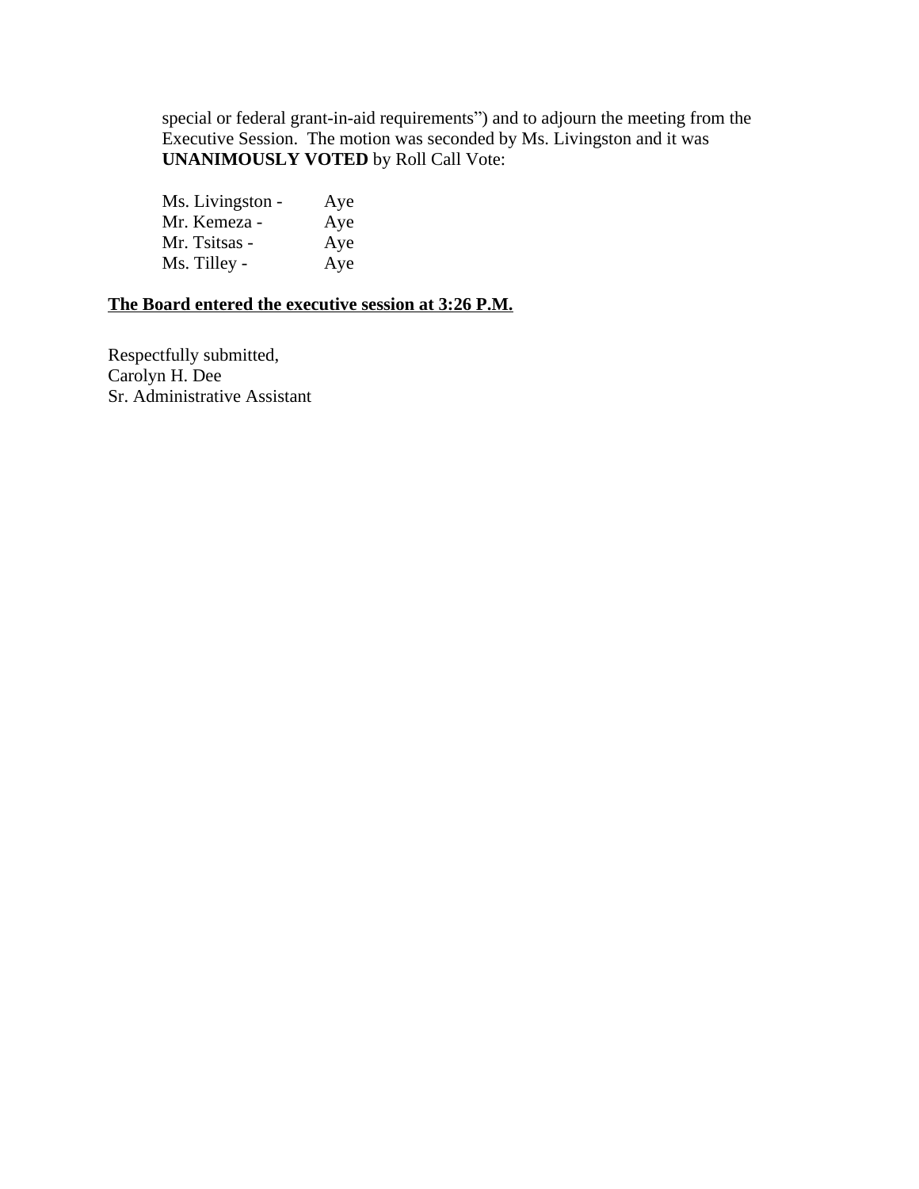special or federal grant-in-aid requirements") and to adjourn the meeting from the Executive Session. The motion was seconded by Ms. Livingston and it was **UNANIMOUSLY VOTED** by Roll Call Vote:

| | |
|---|---|
| Ms. Livingston - | Aye |
| Mr. Kemeza - | Aye |
| Mr. Tsitsas - | Aye |
| Ms. Tilley - | Aye |

**The Board entered the executive session at 3:26 P.M.**

Respectfully submitted,
Carolyn H. Dee
Sr. Administrative Assistant